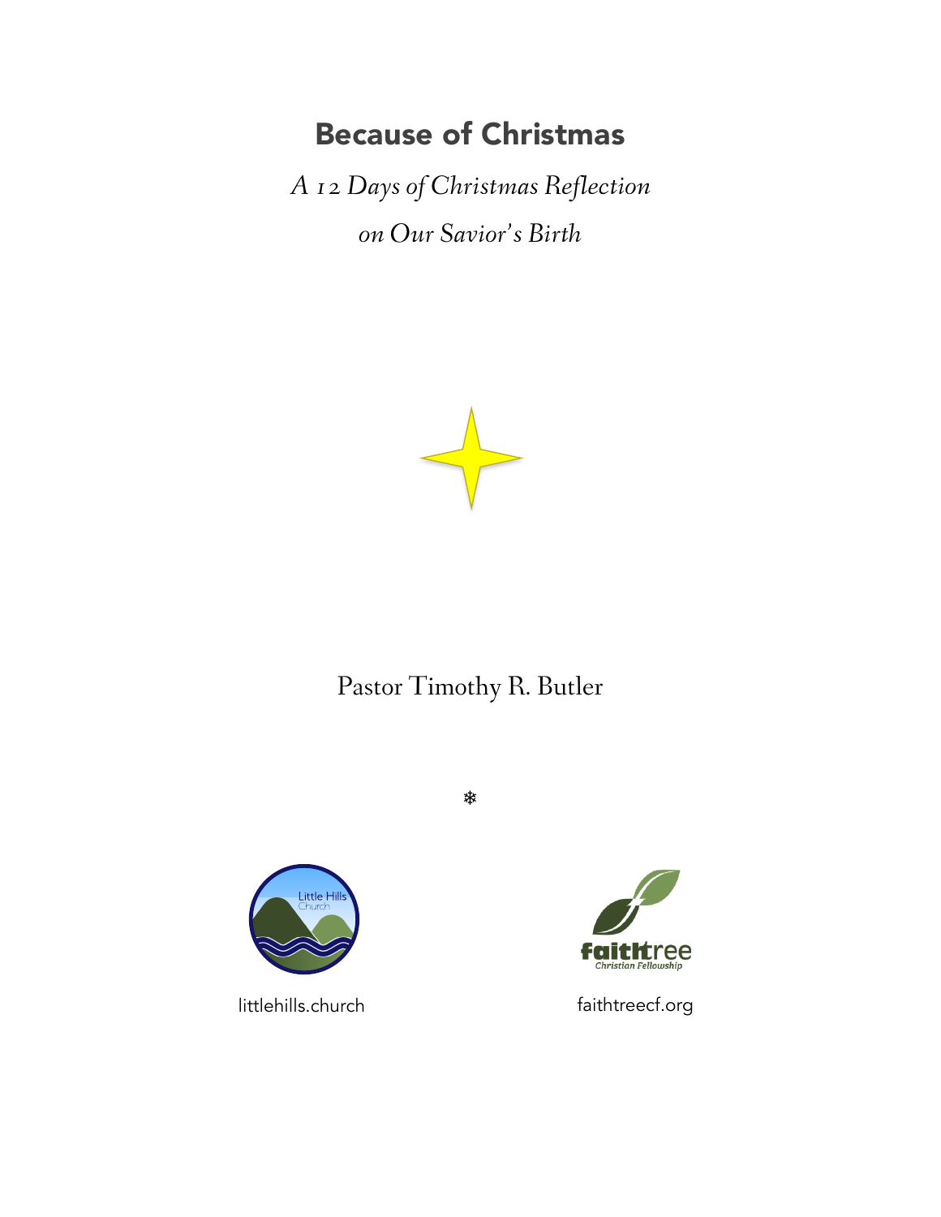# Because of Christmas

*A 12 Days of Christmas Reflection*

*on Our Savior's Birth*

Pastor Timothy R. Butler

❄

littlehills.church

faithtreecf.org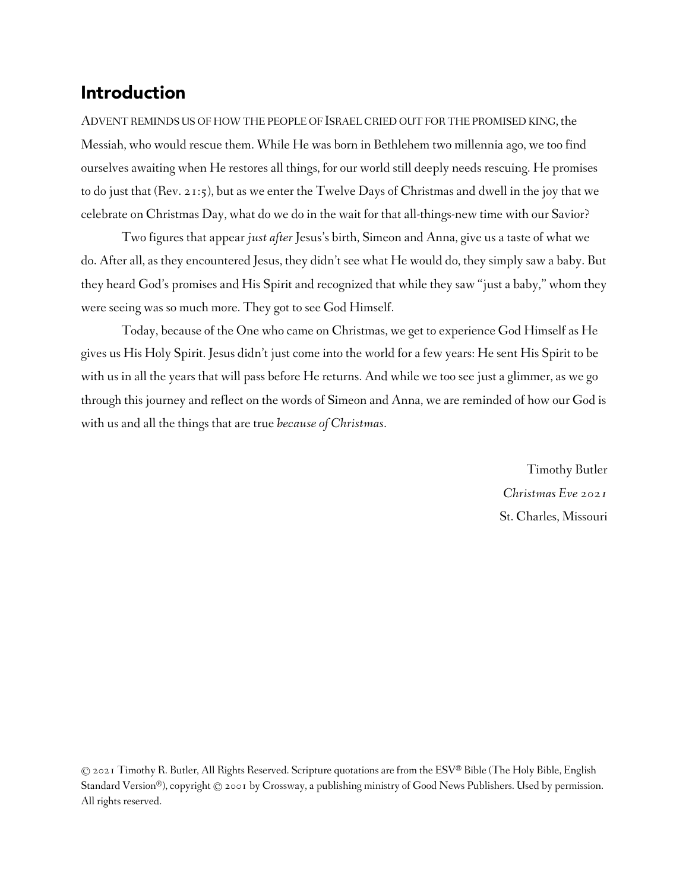## Introduction

ADVENT REMINDS US OF HOW THE PEOPLE OF ISRAEL CRIED OUT FOR THE PROMISED KING, the Messiah, who would rescue them. While He was born in Bethlehem two millennia ago, we too find ourselves awaiting when He restores all things, for our world still deeply needs rescuing. He promises to do just that (Rev. 21:5), but as we enter the Twelve Days of Christmas and dwell in the joy that we celebrate on Christmas Day, what do we do in the wait for that all-things-new time with our Savior?

Two figures that appear *just after* Jesus's birth, Simeon and Anna, give us a taste of what we do. After all, as they encountered Jesus, they didn't see what He would do, they simply saw a baby. But they heard God's promises and His Spirit and recognized that while they saw "just a baby," whom they were seeing was so much more. They got to see God Himself.

Today, because of the One who came on Christmas, we get to experience God Himself as He gives us His Holy Spirit. Jesus didn't just come into the world for a few years: He sent His Spirit to be with us in all the years that will pass before He returns. And while we too see just a glimmer, as we go through this journey and reflect on the words of Simeon and Anna, we are reminded of how our God is with us and all the things that are true *because of Christmas*.

Timothy Butler
*Christmas Eve 2021*
St. Charles, Missouri

© 2021 Timothy R. Butler, All Rights Reserved. Scripture quotations are from the ESV® Bible (The Holy Bible, English Standard Version®), copyright © 2001 by Crossway, a publishing ministry of Good News Publishers. Used by permission. All rights reserved.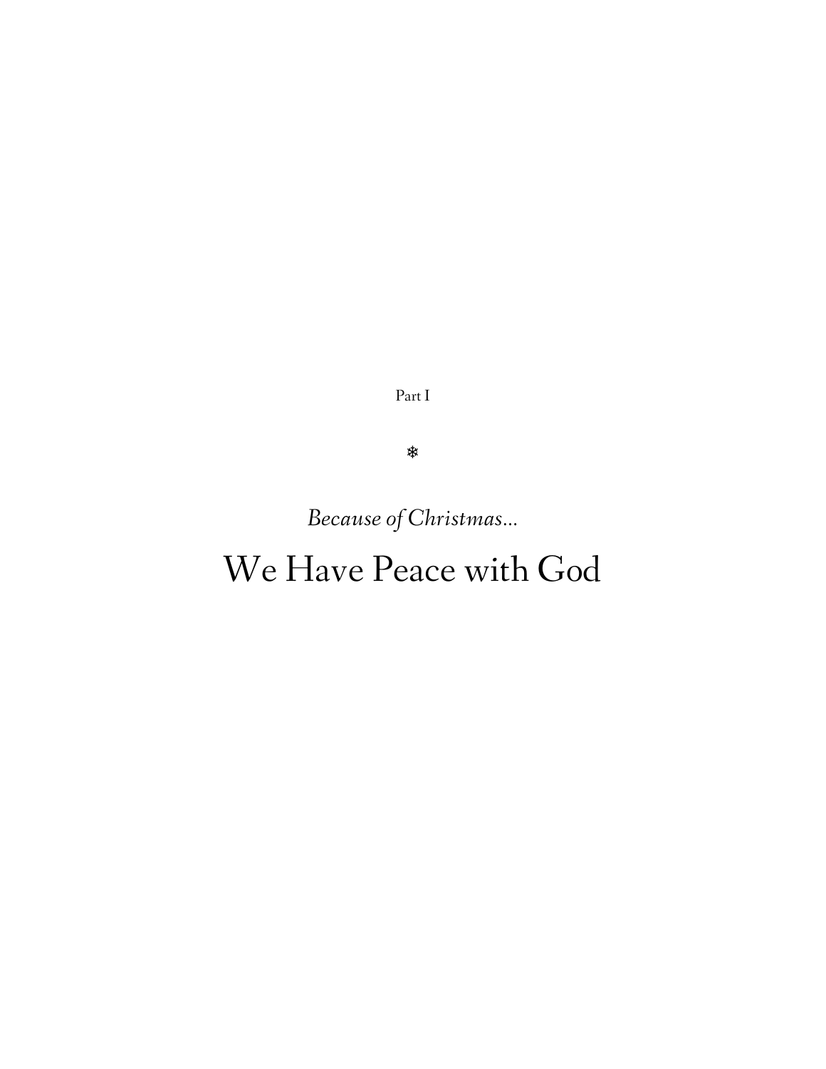Part I

❄

*Because of Christmas…*

# We Have Peace with God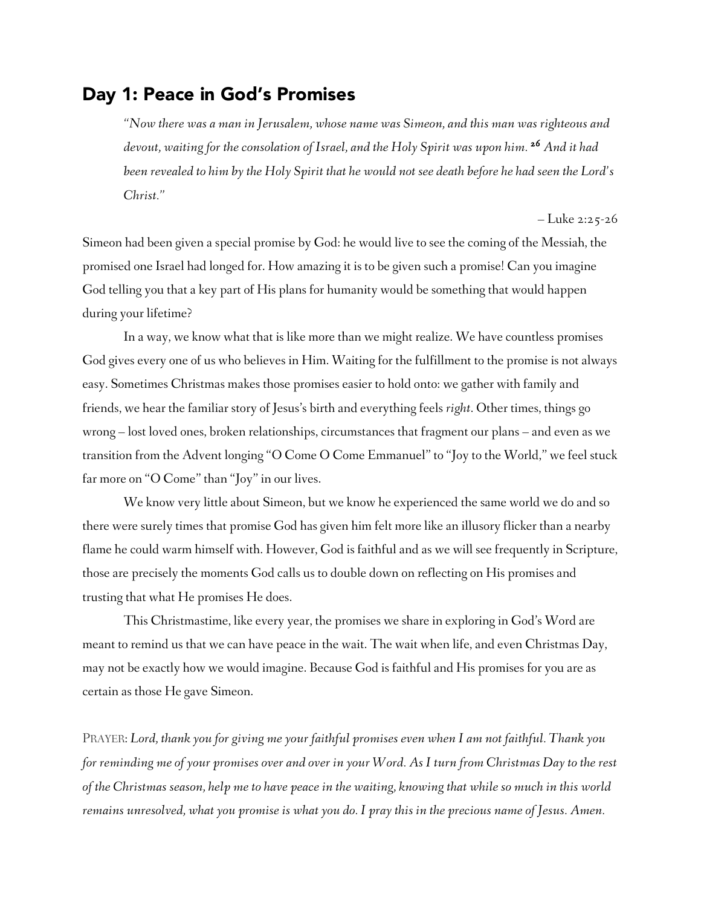## Day 1: Peace in God's Promises

> *"Now there was a man in Jerusalem, whose name was Simeon, and this man was righteous and devout, waiting for the consolation of Israel, and the Holy Spirit was upon him. [26] And it had been revealed to him by the Holy Spirit that he would not see death before he had seen the Lord's Christ."*
>
> – Luke 2:25-26

Simeon had been given a special promise by God: he would live to see the coming of the Messiah, the promised one Israel had longed for. How amazing it is to be given such a promise! Can you imagine God telling you that a key part of His plans for humanity would be something that would happen during your lifetime?

In a way, we know what that is like more than we might realize. We have countless promises God gives every one of us who believes in Him. Waiting for the fulfillment to the promise is not always easy. Sometimes Christmas makes those promises easier to hold onto: we gather with family and friends, we hear the familiar story of Jesus's birth and everything feels *right*. Other times, things go wrong – lost loved ones, broken relationships, circumstances that fragment our plans – and even as we transition from the Advent longing "O Come O Come Emmanuel" to "Joy to the World," we feel stuck far more on "O Come" than "Joy" in our lives.

We know very little about Simeon, but we know he experienced the same world we do and so there were surely times that promise God has given him felt more like an illusory flicker than a nearby flame he could warm himself with. However, God is faithful and as we will see frequently in Scripture, those are precisely the moments God calls us to double down on reflecting on His promises and trusting that what He promises He does.

This Christmastime, like every year, the promises we share in exploring in God's Word are meant to remind us that we can have peace in the wait. The wait when life, and even Christmas Day, may not be exactly how we would imagine. Because God is faithful and His promises for you are as certain as those He gave Simeon.

PRAYER: *Lord, thank you for giving me your faithful promises even when I am not faithful. Thank you for reminding me of your promises over and over in your Word. As I turn from Christmas Day to the rest of the Christmas season, help me to have peace in the waiting, knowing that while so much in this world remains unresolved, what you promise is what you do. I pray this in the precious name of Jesus. Amen.*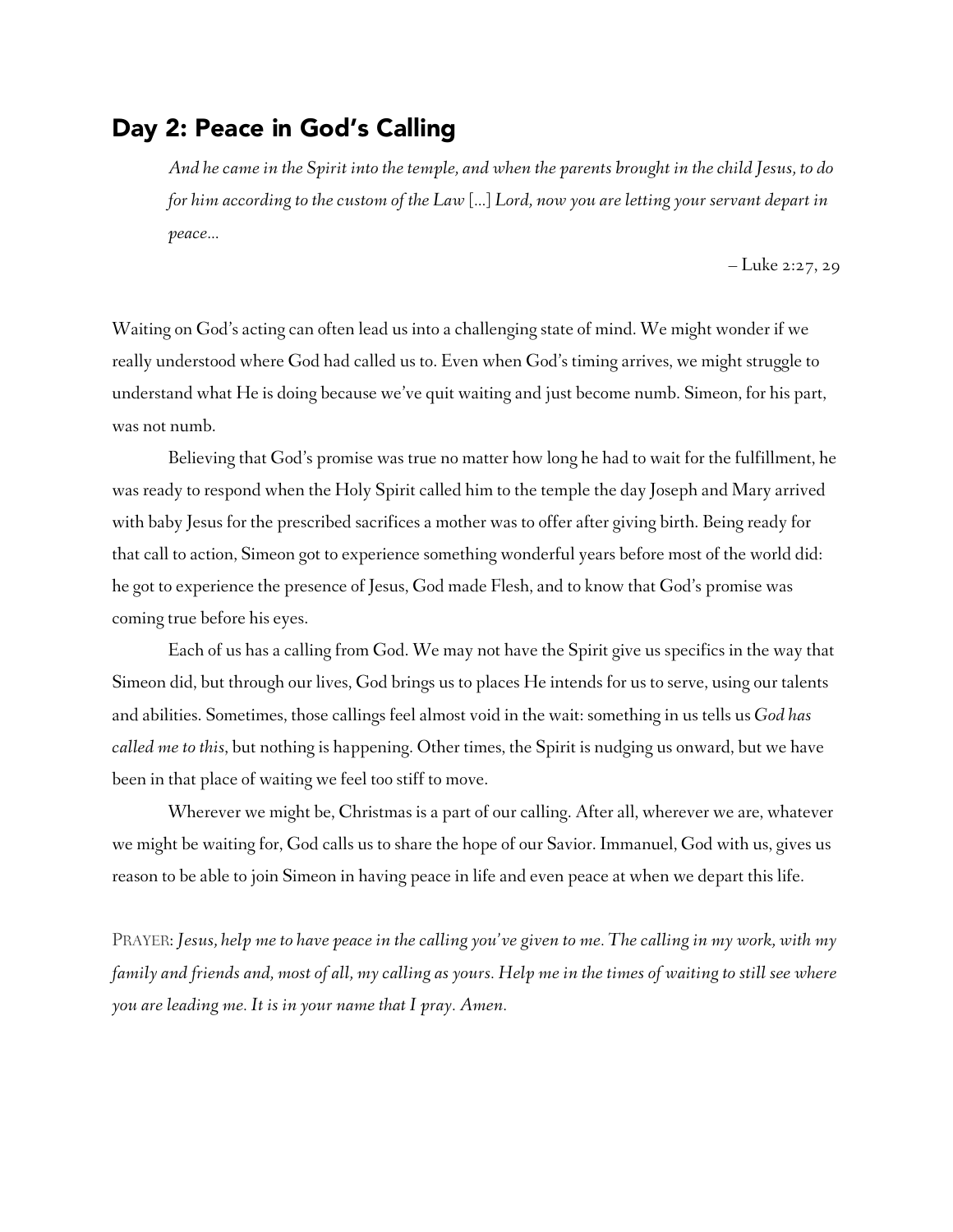## Day 2: Peace in God's Calling

> *And he came in the Spirit into the temple, and when the parents brought in the child Jesus, to do for him according to the custom of the Law* [...] *Lord, now you are letting your servant depart in peace...*
>
> – Luke 2:27, 29

Waiting on God's acting can often lead us into a challenging state of mind. We might wonder if we really understood where God had called us to. Even when God's timing arrives, we might struggle to understand what He is doing because we've quit waiting and just become numb. Simeon, for his part, was not numb.

Believing that God's promise was true no matter how long he had to wait for the fulfillment, he was ready to respond when the Holy Spirit called him to the temple the day Joseph and Mary arrived with baby Jesus for the prescribed sacrifices a mother was to offer after giving birth. Being ready for that call to action, Simeon got to experience something wonderful years before most of the world did: he got to experience the presence of Jesus, God made Flesh, and to know that God's promise was coming true before his eyes.

Each of us has a calling from God. We may not have the Spirit give us specifics in the way that Simeon did, but through our lives, God brings us to places He intends for us to serve, using our talents and abilities. Sometimes, those callings feel almost void in the wait: something in us tells us *God has called me to this*, but nothing is happening. Other times, the Spirit is nudging us onward, but we have been in that place of waiting we feel too stiff to move.

Wherever we might be, Christmas is a part of our calling. After all, wherever we are, whatever we might be waiting for, God calls us to share the hope of our Savior. Immanuel, God with us, gives us reason to be able to join Simeon in having peace in life and even peace at when we depart this life.

PRAYER: *Jesus, help me to have peace in the calling you've given to me. The calling in my work, with my family and friends and, most of all, my calling as yours. Help me in the times of waiting to still see where you are leading me. It is in your name that I pray. Amen.*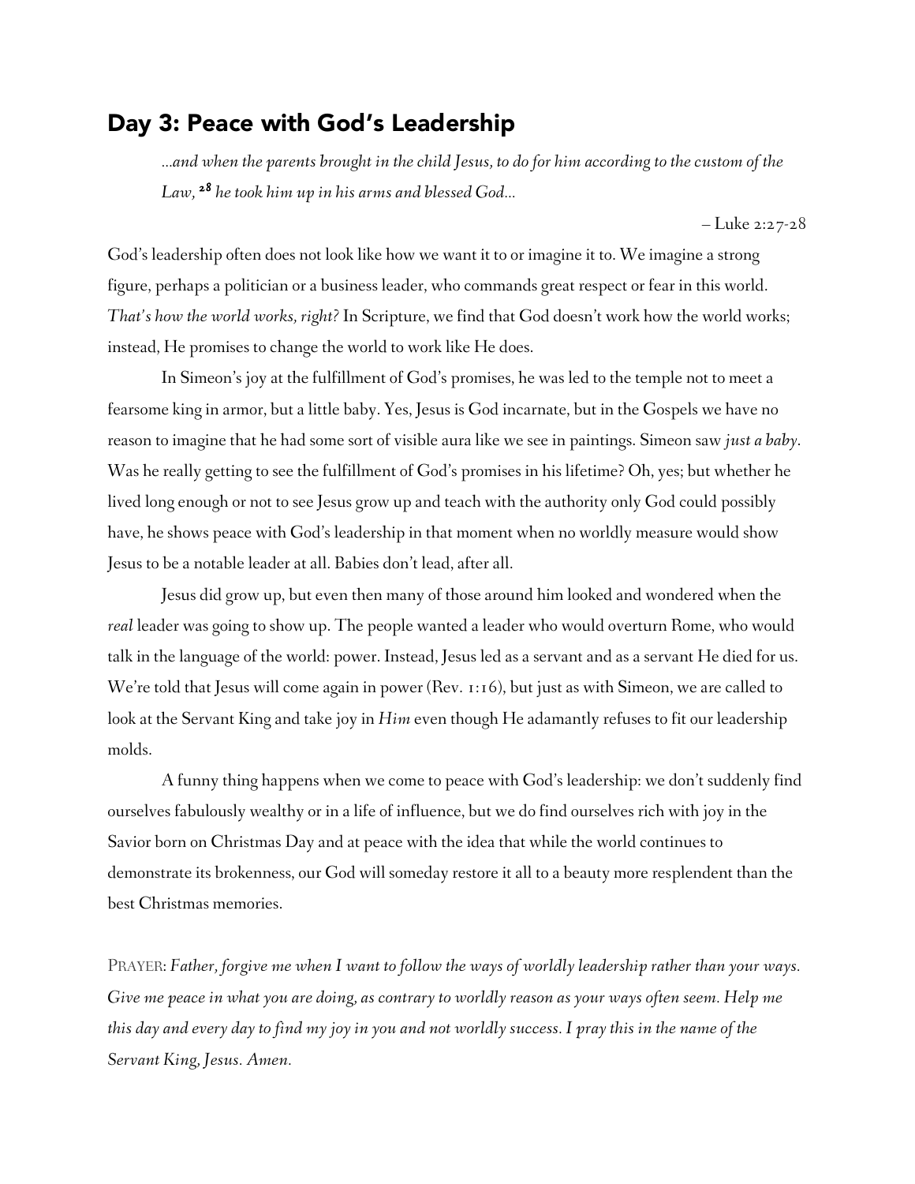## Day 3: Peace with God's Leadership

> *...and when the parents brought in the child Jesus, to do for him according to the custom of the Law,* [28] *he took him up in his arms and blessed God...*
>
> – Luke 2:27-28

God's leadership often does not look like how we want it to or imagine it to. We imagine a strong figure, perhaps a politician or a business leader, who commands great respect or fear in this world. *That's how the world works, right?* In Scripture, we find that God doesn't work how the world works; instead, He promises to change the world to work like He does.

In Simeon's joy at the fulfillment of God's promises, he was led to the temple not to meet a fearsome king in armor, but a little baby. Yes, Jesus is God incarnate, but in the Gospels we have no reason to imagine that he had some sort of visible aura like we see in paintings. Simeon saw *just a baby*. Was he really getting to see the fulfillment of God's promises in his lifetime? Oh, yes; but whether he lived long enough or not to see Jesus grow up and teach with the authority only God could possibly have, he shows peace with God's leadership in that moment when no worldly measure would show Jesus to be a notable leader at all. Babies don't lead, after all.

Jesus did grow up, but even then many of those around him looked and wondered when the *real* leader was going to show up. The people wanted a leader who would overturn Rome, who would talk in the language of the world: power. Instead, Jesus led as a servant and as a servant He died for us. We're told that Jesus will come again in power (Rev. 1:16), but just as with Simeon, we are called to look at the Servant King and take joy in *Him* even though He adamantly refuses to fit our leadership molds.

A funny thing happens when we come to peace with God's leadership: we don't suddenly find ourselves fabulously wealthy or in a life of influence, but we do find ourselves rich with joy in the Savior born on Christmas Day and at peace with the idea that while the world continues to demonstrate its brokenness, our God will someday restore it all to a beauty more resplendent than the best Christmas memories.

PRAYER: *Father, forgive me when I want to follow the ways of worldly leadership rather than your ways. Give me peace in what you are doing, as contrary to worldly reason as your ways often seem. Help me this day and every day to find my joy in you and not worldly success. I pray this in the name of the Servant King, Jesus. Amen.*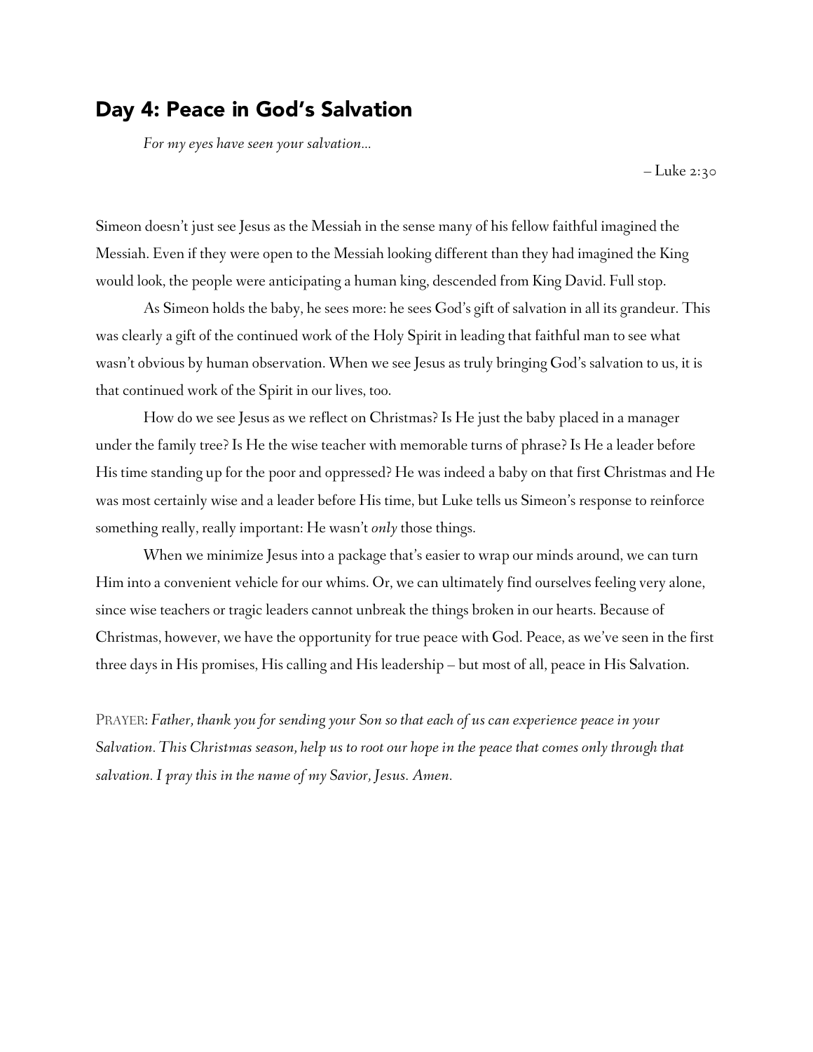## Day 4: Peace in God's Salvation

*For my eyes have seen your salvation…*

– Luke 2:30

Simeon doesn't just see Jesus as the Messiah in the sense many of his fellow faithful imagined the Messiah. Even if they were open to the Messiah looking different than they had imagined the King would look, the people were anticipating a human king, descended from King David. Full stop.

As Simeon holds the baby, he sees more: he sees God's gift of salvation in all its grandeur. This was clearly a gift of the continued work of the Holy Spirit in leading that faithful man to see what wasn't obvious by human observation. When we see Jesus as truly bringing God's salvation to us, it is that continued work of the Spirit in our lives, too.

How do we see Jesus as we reflect on Christmas? Is He just the baby placed in a manager under the family tree? Is He the wise teacher with memorable turns of phrase? Is He a leader before His time standing up for the poor and oppressed? He was indeed a baby on that first Christmas and He was most certainly wise and a leader before His time, but Luke tells us Simeon's response to reinforce something really, really important: He wasn't *only* those things.

When we minimize Jesus into a package that's easier to wrap our minds around, we can turn Him into a convenient vehicle for our whims. Or, we can ultimately find ourselves feeling very alone, since wise teachers or tragic leaders cannot unbreak the things broken in our hearts. Because of Christmas, however, we have the opportunity for true peace with God. Peace, as we've seen in the first three days in His promises, His calling and His leadership – but most of all, peace in His Salvation.

PRAYER: *Father, thank you for sending your Son so that each of us can experience peace in your Salvation. This Christmas season, help us to root our hope in the peace that comes only through that salvation. I pray this in the name of my Savior, Jesus. Amen.*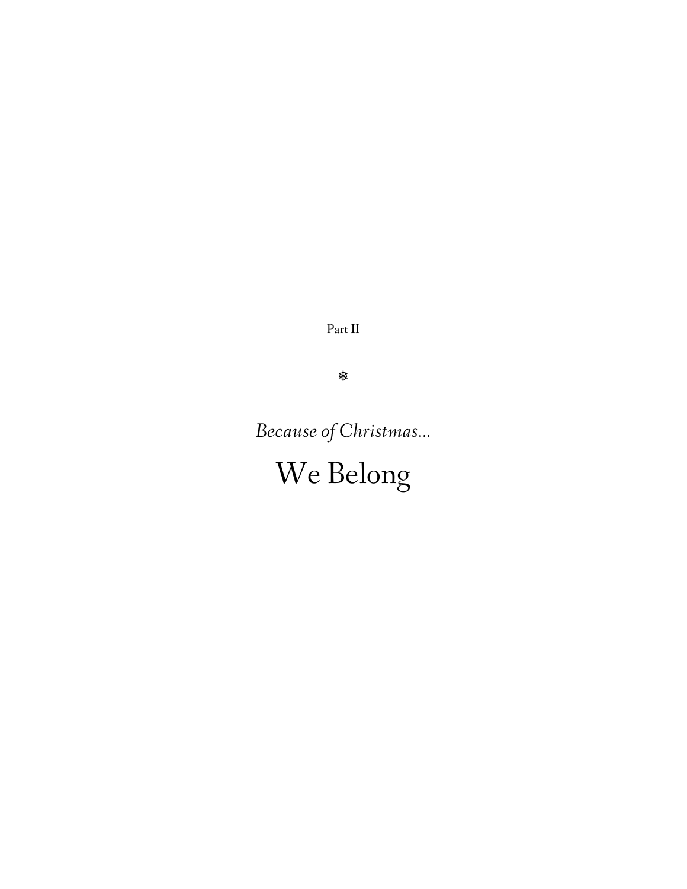Part II

❄

*Because of Christmas...*

# We Belong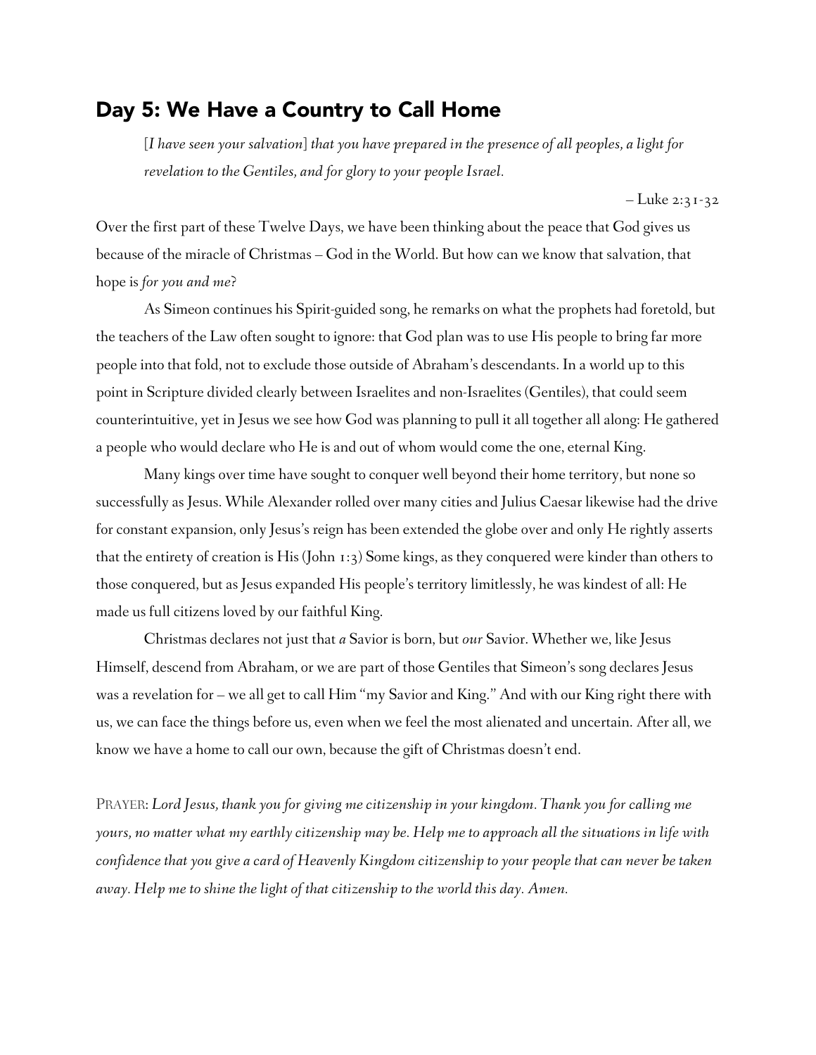## Day 5: We Have a Country to Call Home

> [*I have seen your salvation*] *that you have prepared in the presence of all peoples, a light for revelation to the Gentiles, and for glory to your people Israel.*
>
> – Luke 2:31-32

Over the first part of these Twelve Days, we have been thinking about the peace that God gives us because of the miracle of Christmas – God in the World. But how can we know that salvation, that hope is *for you and me*?

As Simeon continues his Spirit-guided song, he remarks on what the prophets had foretold, but the teachers of the Law often sought to ignore: that God plan was to use His people to bring far more people into that fold, not to exclude those outside of Abraham's descendants. In a world up to this point in Scripture divided clearly between Israelites and non-Israelites (Gentiles), that could seem counterintuitive, yet in Jesus we see how God was planning to pull it all together all along: He gathered a people who would declare who He is and out of whom would come the one, eternal King.

Many kings over time have sought to conquer well beyond their home territory, but none so successfully as Jesus. While Alexander rolled over many cities and Julius Caesar likewise had the drive for constant expansion, only Jesus's reign has been extended the globe over and only He rightly asserts that the entirety of creation is His (John 1:3) Some kings, as they conquered were kinder than others to those conquered, but as Jesus expanded His people's territory limitlessly, he was kindest of all: He made us full citizens loved by our faithful King.

Christmas declares not just that *a* Savior is born, but *our* Savior. Whether we, like Jesus Himself, descend from Abraham, or we are part of those Gentiles that Simeon's song declares Jesus was a revelation for – we all get to call Him "my Savior and King." And with our King right there with us, we can face the things before us, even when we feel the most alienated and uncertain. After all, we know we have a home to call our own, because the gift of Christmas doesn't end.

PRAYER: *Lord Jesus, thank you for giving me citizenship in your kingdom. Thank you for calling me yours, no matter what my earthly citizenship may be. Help me to approach all the situations in life with confidence that you give a card of Heavenly Kingdom citizenship to your people that can never be taken away. Help me to shine the light of that citizenship to the world this day. Amen.*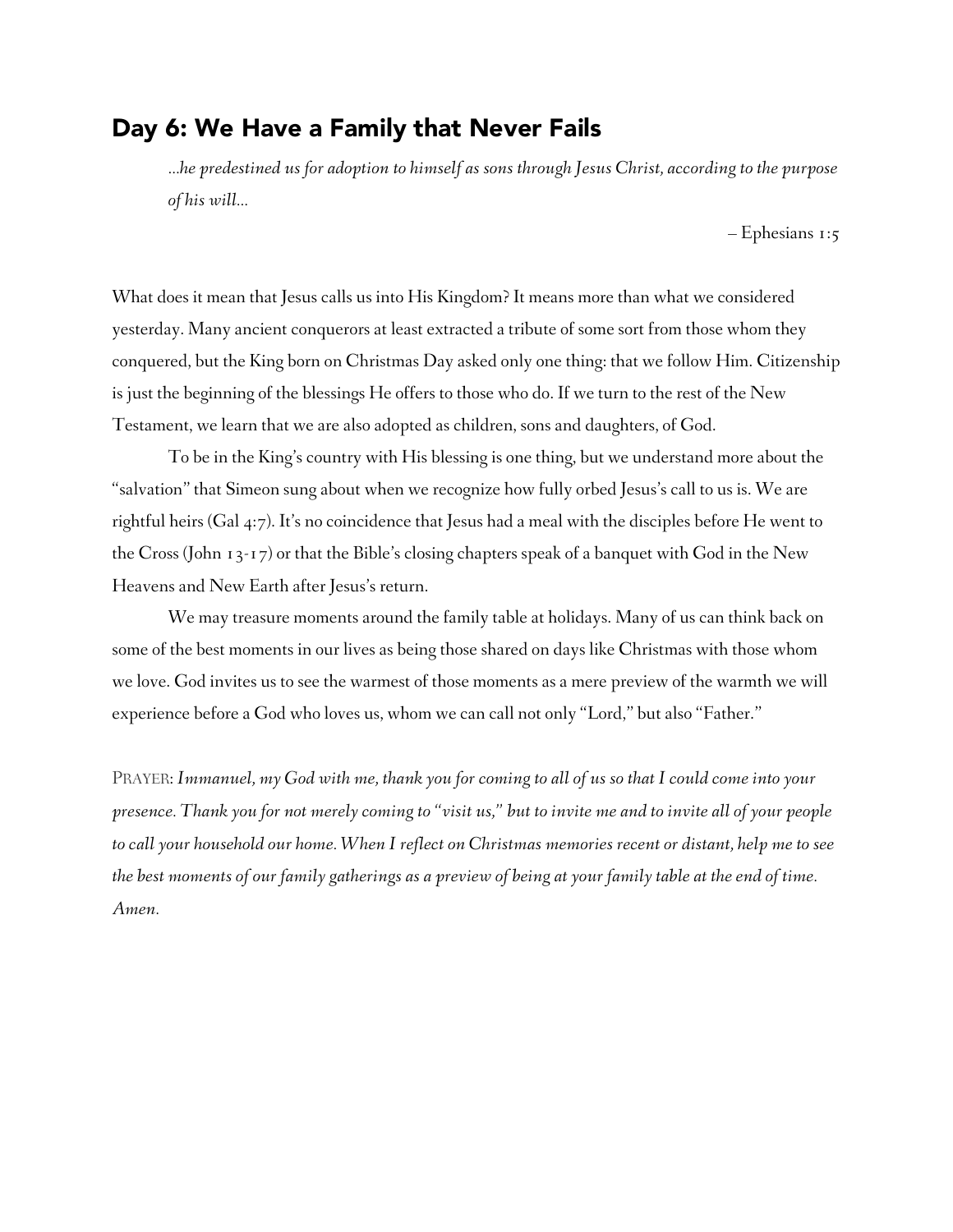## Day 6: We Have a Family that Never Fails

> *...he predestined us for adoption to himself as sons through Jesus Christ, according to the purpose of his will...*
>
> – Ephesians 1:5

What does it mean that Jesus calls us into His Kingdom? It means more than what we considered yesterday. Many ancient conquerors at least extracted a tribute of some sort from those whom they conquered, but the King born on Christmas Day asked only one thing: that we follow Him. Citizenship is just the beginning of the blessings He offers to those who do. If we turn to the rest of the New Testament, we learn that we are also adopted as children, sons and daughters, of God.

To be in the King's country with His blessing is one thing, but we understand more about the "salvation" that Simeon sung about when we recognize how fully orbed Jesus's call to us is. We are rightful heirs (Gal 4:7). It's no coincidence that Jesus had a meal with the disciples before He went to the Cross (John 13-17) or that the Bible's closing chapters speak of a banquet with God in the New Heavens and New Earth after Jesus's return.

We may treasure moments around the family table at holidays. Many of us can think back on some of the best moments in our lives as being those shared on days like Christmas with those whom we love. God invites us to see the warmest of those moments as a mere preview of the warmth we will experience before a God who loves us, whom we can call not only "Lord," but also "Father."

PRAYER: *Immanuel, my God with me, thank you for coming to all of us so that I could come into your presence. Thank you for not merely coming to "visit us," but to invite me and to invite all of your people to call your household our home. When I reflect on Christmas memories recent or distant, help me to see the best moments of our family gatherings as a preview of being at your family table at the end of time. Amen.*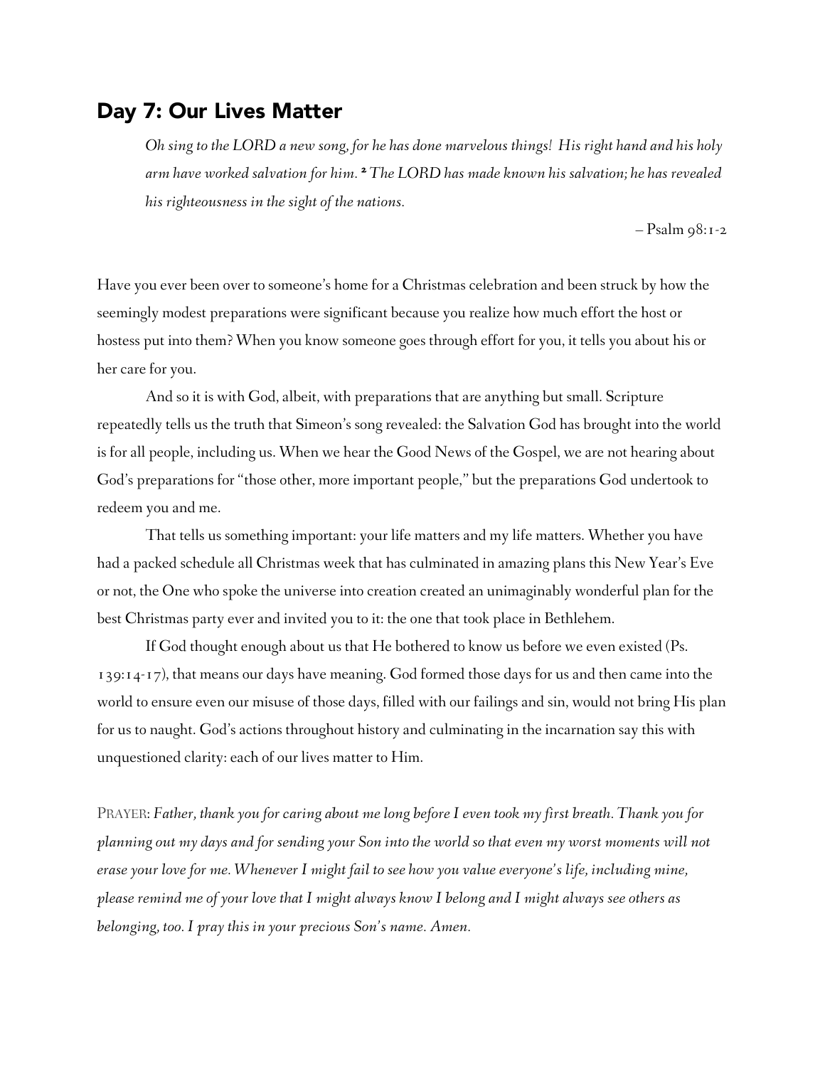## Day 7: Our Lives Matter

> *Oh sing to the LORD a new song, for he has done marvelous things! His right hand and his holy arm have worked salvation for him.* [2] *The LORD has made known his salvation; he has revealed his righteousness in the sight of the nations.*
>
> – Psalm 98:1-2

Have you ever been over to someone's home for a Christmas celebration and been struck by how the seemingly modest preparations were significant because you realize how much effort the host or hostess put into them? When you know someone goes through effort for you, it tells you about his or her care for you.

And so it is with God, albeit, with preparations that are anything but small. Scripture repeatedly tells us the truth that Simeon's song revealed: the Salvation God has brought into the world is for all people, including us. When we hear the Good News of the Gospel, we are not hearing about God's preparations for "those other, more important people," but the preparations God undertook to redeem you and me.

That tells us something important: your life matters and my life matters. Whether you have had a packed schedule all Christmas week that has culminated in amazing plans this New Year's Eve or not, the One who spoke the universe into creation created an unimaginably wonderful plan for the best Christmas party ever and invited you to it: the one that took place in Bethlehem.

If God thought enough about us that He bothered to know us before we even existed (Ps. 139:14-17), that means our days have meaning. God formed those days for us and then came into the world to ensure even our misuse of those days, filled with our failings and sin, would not bring His plan for us to naught. God's actions throughout history and culminating in the incarnation say this with unquestioned clarity: each of our lives matter to Him.

PRAYER: *Father, thank you for caring about me long before I even took my first breath. Thank you for planning out my days and for sending your Son into the world so that even my worst moments will not erase your love for me. Whenever I might fail to see how you value everyone's life, including mine, please remind me of your love that I might always know I belong and I might always see others as belonging, too. I pray this in your precious Son's name. Amen.*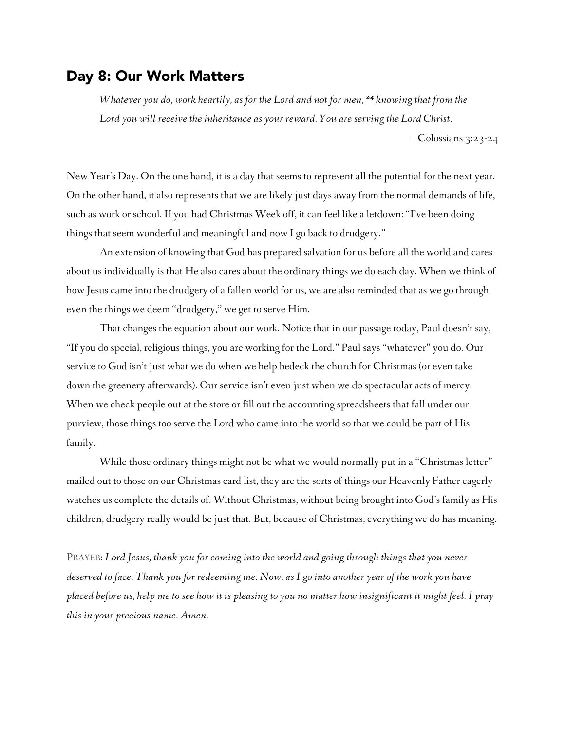## Day 8: Our Work Matters

> *Whatever you do, work heartily, as for the Lord and not for men, [24] knowing that from the Lord you will receive the inheritance as your reward. You are serving the Lord Christ.*
>
> – Colossians 3:23-24

New Year's Day. On the one hand, it is a day that seems to represent all the potential for the next year. On the other hand, it also represents that we are likely just days away from the normal demands of life, such as work or school. If you had Christmas Week off, it can feel like a letdown: "I've been doing things that seem wonderful and meaningful and now I go back to drudgery."

An extension of knowing that God has prepared salvation for us before all the world and cares about us individually is that He also cares about the ordinary things we do each day. When we think of how Jesus came into the drudgery of a fallen world for us, we are also reminded that as we go through even the things we deem "drudgery," we get to serve Him.

That changes the equation about our work. Notice that in our passage today, Paul doesn't say, "If you do special, religious things, you are working for the Lord." Paul says "whatever" you do. Our service to God isn't just what we do when we help bedeck the church for Christmas (or even take down the greenery afterwards). Our service isn't even just when we do spectacular acts of mercy. When we check people out at the store or fill out the accounting spreadsheets that fall under our purview, those things too serve the Lord who came into the world so that we could be part of His family.

While those ordinary things might not be what we would normally put in a "Christmas letter" mailed out to those on our Christmas card list, they are the sorts of things our Heavenly Father eagerly watches us complete the details of. Without Christmas, without being brought into God's family as His children, drudgery really would be just that. But, because of Christmas, everything we do has meaning.

PRAYER: *Lord Jesus, thank you for coming into the world and going through things that you never deserved to face. Thank you for redeeming me. Now, as I go into another year of the work you have placed before us, help me to see how it is pleasing to you no matter how insignificant it might feel. I pray this in your precious name. Amen.*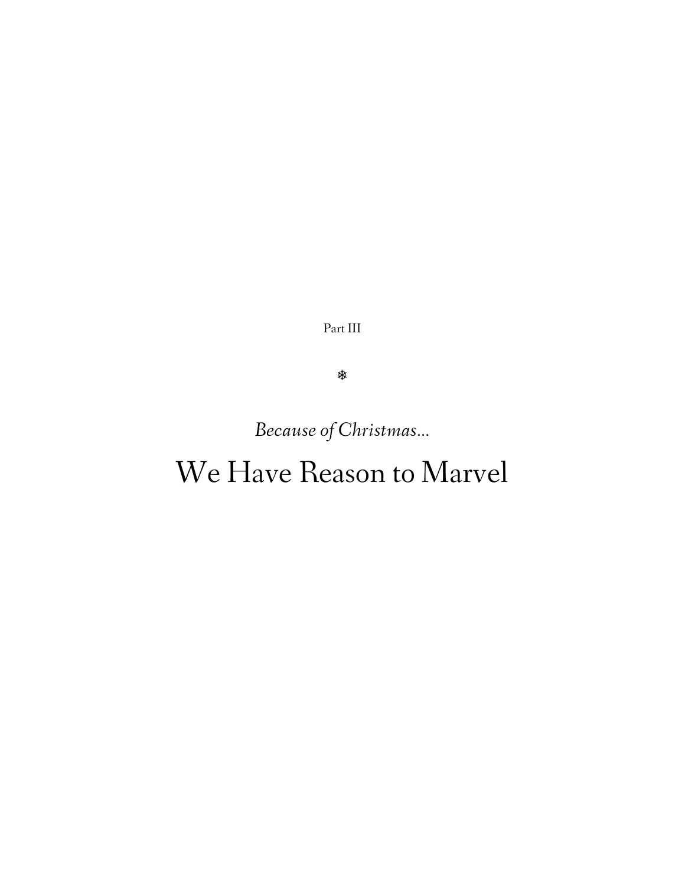Part III

❄

*Because of Christmas...*

# We Have Reason to Marvel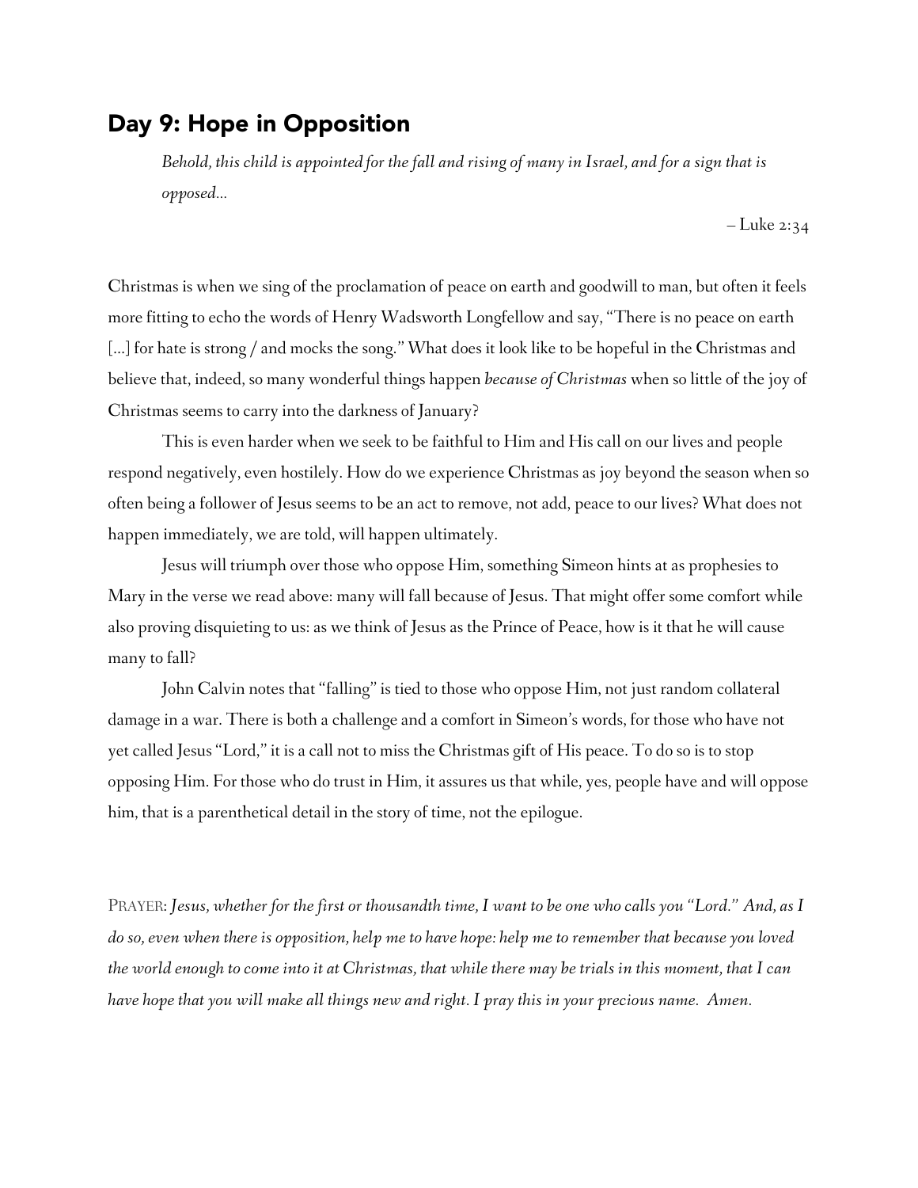## Day 9: Hope in Opposition

> *Behold, this child is appointed for the fall and rising of many in Israel, and for a sign that is opposed...*
>
> – Luke 2:34

Christmas is when we sing of the proclamation of peace on earth and goodwill to man, but often it feels more fitting to echo the words of Henry Wadsworth Longfellow and say, "There is no peace on earth [...] for hate is strong / and mocks the song." What does it look like to be hopeful in the Christmas and believe that, indeed, so many wonderful things happen *because of Christmas* when so little of the joy of Christmas seems to carry into the darkness of January?

This is even harder when we seek to be faithful to Him and His call on our lives and people respond negatively, even hostilely. How do we experience Christmas as joy beyond the season when so often being a follower of Jesus seems to be an act to remove, not add, peace to our lives? What does not happen immediately, we are told, will happen ultimately.

Jesus will triumph over those who oppose Him, something Simeon hints at as prophesies to Mary in the verse we read above: many will fall because of Jesus. That might offer some comfort while also proving disquieting to us: as we think of Jesus as the Prince of Peace, how is it that he will cause many to fall?

John Calvin notes that "falling" is tied to those who oppose Him, not just random collateral damage in a war. There is both a challenge and a comfort in Simeon's words, for those who have not yet called Jesus "Lord," it is a call not to miss the Christmas gift of His peace. To do so is to stop opposing Him. For those who do trust in Him, it assures us that while, yes, people have and will oppose him, that is a parenthetical detail in the story of time, not the epilogue.

PRAYER: *Jesus, whether for the first or thousandth time, I want to be one who calls you "Lord." And, as I do so, even when there is opposition, help me to have hope: help me to remember that because you loved the world enough to come into it at Christmas, that while there may be trials in this moment, that I can have hope that you will make all things new and right. I pray this in your precious name. Amen.*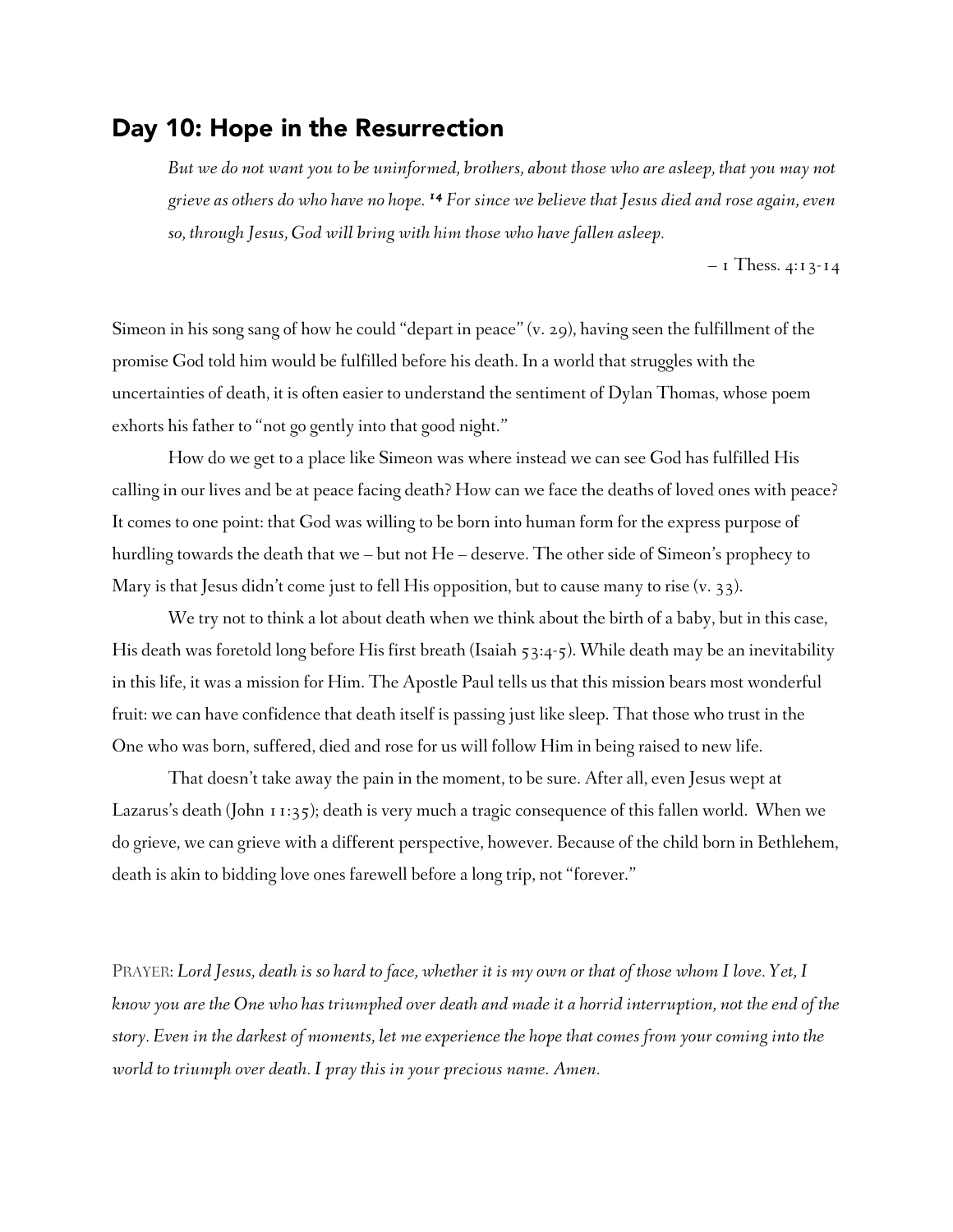## Day 10: Hope in the Resurrection

> *But we do not want you to be uninformed, brothers, about those who are asleep, that you may not grieve as others do who have no hope.* [14] *For since we believe that Jesus died and rose again, even so, through Jesus, God will bring with him those who have fallen asleep.*
>
> – 1 Thess. 4:13-14

Simeon in his song sang of how he could "depart in peace" (v. 29), having seen the fulfillment of the promise God told him would be fulfilled before his death. In a world that struggles with the uncertainties of death, it is often easier to understand the sentiment of Dylan Thomas, whose poem exhorts his father to "not go gently into that good night."

How do we get to a place like Simeon was where instead we can see God has fulfilled His calling in our lives and be at peace facing death? How can we face the deaths of loved ones with peace? It comes to one point: that God was willing to be born into human form for the express purpose of hurdling towards the death that we – but not He – deserve. The other side of Simeon's prophecy to Mary is that Jesus didn't come just to fell His opposition, but to cause many to rise (v. 33).

We try not to think a lot about death when we think about the birth of a baby, but in this case, His death was foretold long before His first breath (Isaiah 53:4-5). While death may be an inevitability in this life, it was a mission for Him. The Apostle Paul tells us that this mission bears most wonderful fruit: we can have confidence that death itself is passing just like sleep. That those who trust in the One who was born, suffered, died and rose for us will follow Him in being raised to new life.

That doesn't take away the pain in the moment, to be sure. After all, even Jesus wept at Lazarus's death (John 11:35); death is very much a tragic consequence of this fallen world. When we do grieve, we can grieve with a different perspective, however. Because of the child born in Bethlehem, death is akin to bidding love ones farewell before a long trip, not "forever."

PRAYER: *Lord Jesus, death is so hard to face, whether it is my own or that of those whom I love. Yet, I know you are the One who has triumphed over death and made it a horrid interruption, not the end of the story. Even in the darkest of moments, let me experience the hope that comes from your coming into the world to triumph over death. I pray this in your precious name. Amen.*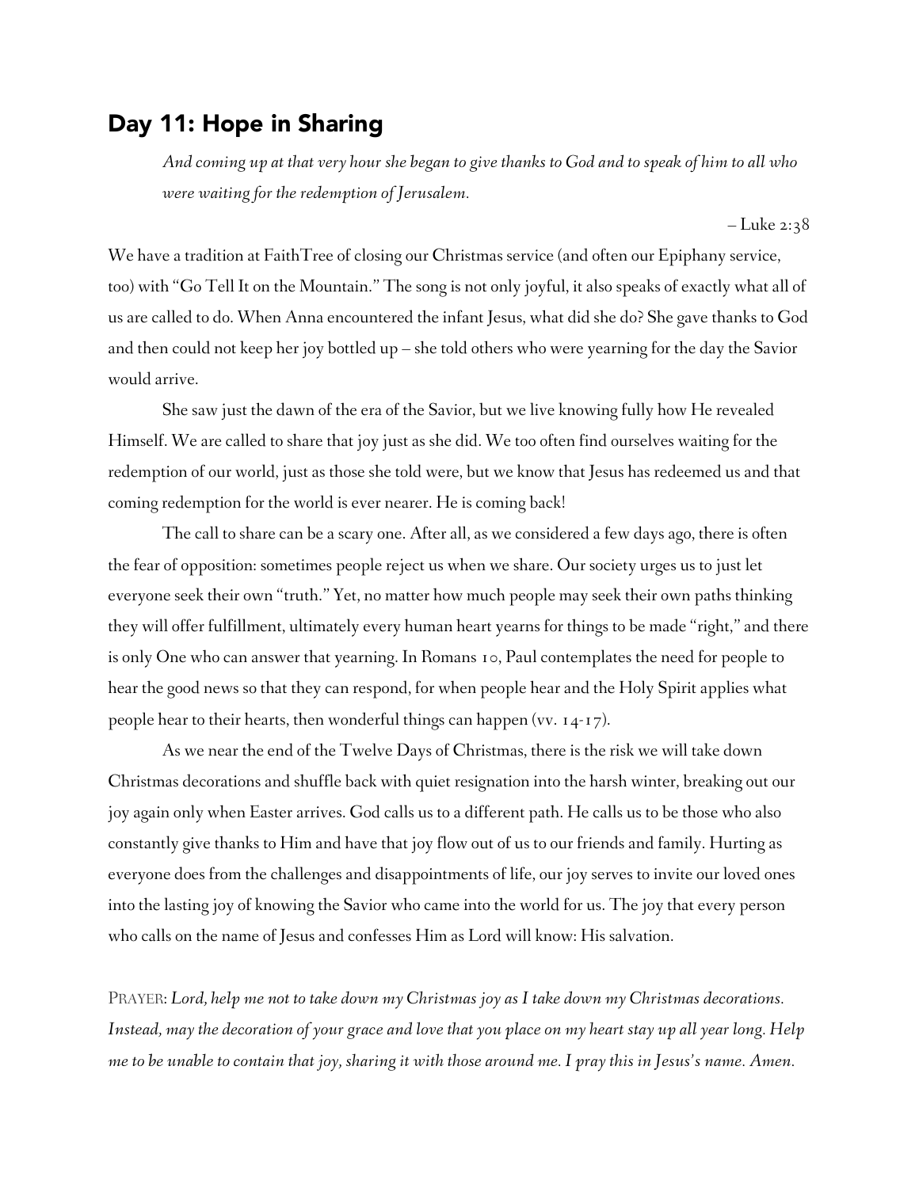## Day 11: Hope in Sharing

> *And coming up at that very hour she began to give thanks to God and to speak of him to all who were waiting for the redemption of Jerusalem.*
>
> – Luke 2:38

We have a tradition at FaithTree of closing our Christmas service (and often our Epiphany service, too) with "Go Tell It on the Mountain." The song is not only joyful, it also speaks of exactly what all of us are called to do. When Anna encountered the infant Jesus, what did she do? She gave thanks to God and then could not keep her joy bottled up – she told others who were yearning for the day the Savior would arrive.

She saw just the dawn of the era of the Savior, but we live knowing fully how He revealed Himself. We are called to share that joy just as she did. We too often find ourselves waiting for the redemption of our world, just as those she told were, but we know that Jesus has redeemed us and that coming redemption for the world is ever nearer. He is coming back!

The call to share can be a scary one. After all, as we considered a few days ago, there is often the fear of opposition: sometimes people reject us when we share. Our society urges us to just let everyone seek their own "truth." Yet, no matter how much people may seek their own paths thinking they will offer fulfillment, ultimately every human heart yearns for things to be made "right," and there is only One who can answer that yearning. In Romans 10, Paul contemplates the need for people to hear the good news so that they can respond, for when people hear and the Holy Spirit applies what people hear to their hearts, then wonderful things can happen (vv. 14-17).

As we near the end of the Twelve Days of Christmas, there is the risk we will take down Christmas decorations and shuffle back with quiet resignation into the harsh winter, breaking out our joy again only when Easter arrives. God calls us to a different path. He calls us to be those who also constantly give thanks to Him and have that joy flow out of us to our friends and family. Hurting as everyone does from the challenges and disappointments of life, our joy serves to invite our loved ones into the lasting joy of knowing the Savior who came into the world for us. The joy that every person who calls on the name of Jesus and confesses Him as Lord will know: His salvation.

PRAYER: *Lord, help me not to take down my Christmas joy as I take down my Christmas decorations. Instead, may the decoration of your grace and love that you place on my heart stay up all year long. Help me to be unable to contain that joy, sharing it with those around me. I pray this in Jesus's name. Amen.*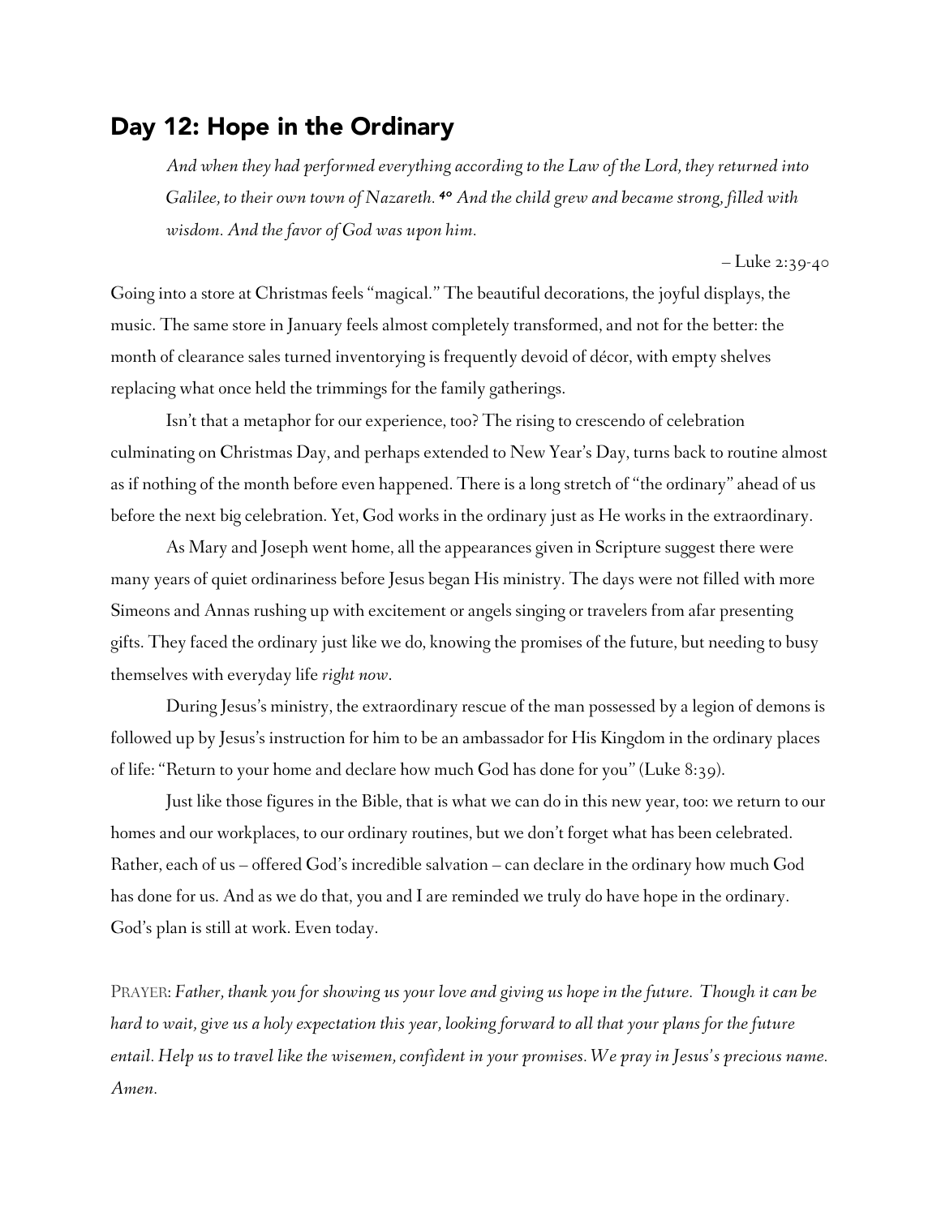## Day 12: Hope in the Ordinary

> *And when they had performed everything according to the Law of the Lord, they returned into Galilee, to their own town of Nazareth.* [40] *And the child grew and became strong, filled with wisdom. And the favor of God was upon him.*
>
> – Luke 2:39-40

Going into a store at Christmas feels "magical." The beautiful decorations, the joyful displays, the music. The same store in January feels almost completely transformed, and not for the better: the month of clearance sales turned inventorying is frequently devoid of décor, with empty shelves replacing what once held the trimmings for the family gatherings.

Isn't that a metaphor for our experience, too? The rising to crescendo of celebration culminating on Christmas Day, and perhaps extended to New Year's Day, turns back to routine almost as if nothing of the month before even happened. There is a long stretch of "the ordinary" ahead of us before the next big celebration. Yet, God works in the ordinary just as He works in the extraordinary.

As Mary and Joseph went home, all the appearances given in Scripture suggest there were many years of quiet ordinariness before Jesus began His ministry. The days were not filled with more Simeons and Annas rushing up with excitement or angels singing or travelers from afar presenting gifts. They faced the ordinary just like we do, knowing the promises of the future, but needing to busy themselves with everyday life *right now*.

During Jesus's ministry, the extraordinary rescue of the man possessed by a legion of demons is followed up by Jesus's instruction for him to be an ambassador for His Kingdom in the ordinary places of life: "Return to your home and declare how much God has done for you" (Luke 8:39).

Just like those figures in the Bible, that is what we can do in this new year, too: we return to our homes and our workplaces, to our ordinary routines, but we don't forget what has been celebrated. Rather, each of us – offered God's incredible salvation – can declare in the ordinary how much God has done for us. And as we do that, you and I are reminded we truly do have hope in the ordinary. God's plan is still at work. Even today.

PRAYER: *Father, thank you for showing us your love and giving us hope in the future. Though it can be hard to wait, give us a holy expectation this year, looking forward to all that your plans for the future entail. Help us to travel like the wisemen, confident in your promises. We pray in Jesus's precious name. Amen.*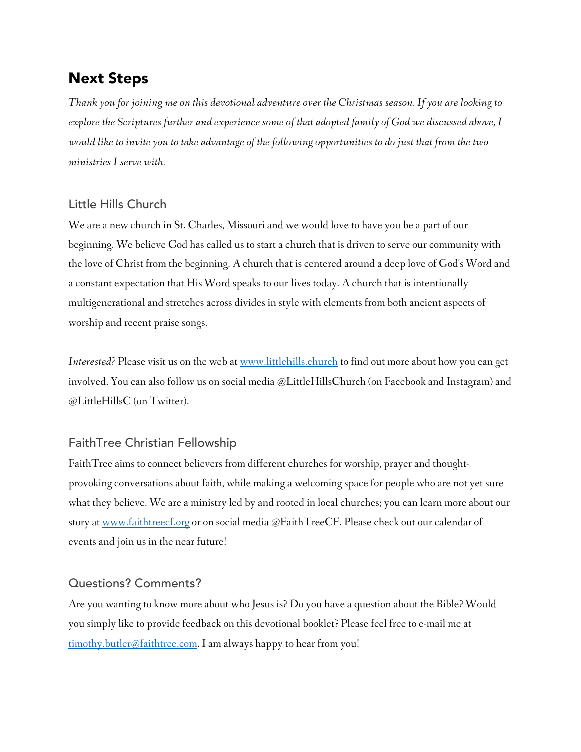# Next Steps

*Thank you for joining me on this devotional adventure over the Christmas season. If you are looking to explore the Scriptures further and experience some of that adopted family of God we discussed above, I would like to invite you to take advantage of the following opportunities to do just that from the two ministries I serve with.*

## Little Hills Church

We are a new church in St. Charles, Missouri and we would love to have you be a part of our beginning. We believe God has called us to start a church that is driven to serve our community with the love of Christ from the beginning. A church that is centered around a deep love of God's Word and a constant expectation that His Word speaks to our lives today. A church that is intentionally multigenerational and stretches across divides in style with elements from both ancient aspects of worship and recent praise songs.

*Interested?* Please visit us on the web at [www.littlehills.church](http://www.littlehills.church) to find out more about how you can get involved. You can also follow us on social media @LittleHillsChurch (on Facebook and Instagram) and @LittleHillsC (on Twitter).

## FaithTree Christian Fellowship

FaithTree aims to connect believers from different churches for worship, prayer and thought-provoking conversations about faith, while making a welcoming space for people who are not yet sure what they believe. We are a ministry led by and rooted in local churches; you can learn more about our story at [www.faithtreecf.org](http://www.faithtreecf.org) or on social media @FaithTreeCF. Please check out our calendar of events and join us in the near future!

## Questions? Comments?

Are you wanting to know more about who Jesus is? Do you have a question about the Bible? Would you simply like to provide feedback on this devotional booklet? Please feel free to e-mail me at [timothy.butler@faithtree.com](mailto:timothy.butler@faithtree.com). I am always happy to hear from you!